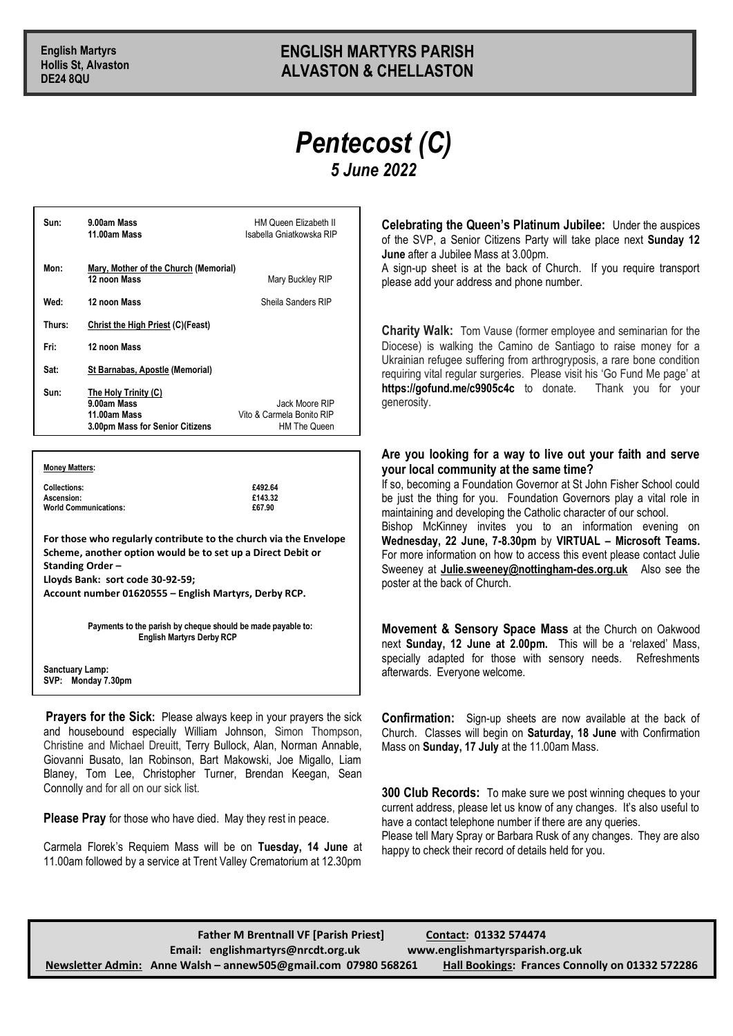**English Martyrs**
**Hollis St, Alvaston**
**DE24 8QU**

# ENGLISH MARTYRS PARISH ALVASTON & CHELLASTON

# *Pentecost (C)*
## *5 June 2022*

| | | |
|---|---|---|
| **Sun:** | **9.00am Mass** | HM Queen Elizabeth II |
| | **11.00am Mass** | Isabella Gniatkowska RIP |
| **Mon:** | **Mary, Mother of the Church (Memorial)** | |
| | **12 noon Mass** | Mary Buckley RIP |
| **Wed:** | **12 noon Mass** | Sheila Sanders RIP |
| **Thurs:** | **Christ the High Priest (C)(Feast)** | |
| **Fri:** | **12 noon Mass** | |
| **Sat:** | **St Barnabas, Apostle (Memorial)** | |
| **Sun:** | **The Holy Trinity (C)** | |
| | **9.00am Mass** | Jack Moore RIP |
| | **11.00am Mass** | Vito & Carmela Bonito RIP |
| | **3.00pm Mass for Senior Citizens** | HM The Queen |

**Money Matters:**

| | |
|---|---|
| **Collections:** | **£492.64** |
| **Ascension:** | **£143.32** |
| **World Communications:** | **£67.90** |

**For those who regularly contribute to the church via the Envelope Scheme, another option would be to set up a Direct Debit or Standing Order –**
**Lloyds Bank: sort code 30-92-59;**
**Account number 01620555 – English Martyrs, Derby RCP.**

**Payments to the parish by cheque should be made payable to: English Martyrs Derby RCP**

**Sanctuary Lamp:**
**SVP: Monday 7.30pm**

**Prayers for the Sick:** Please always keep in your prayers the sick and housebound especially William Johnson, Simon Thompson, Christine and Michael Dreuitt, Terry Bullock, Alan, Norman Annable, Giovanni Busato, Ian Robinson, Bart Makowski, Joe Migallo, Liam Blaney, Tom Lee, Christopher Turner, Brendan Keegan, Sean Connolly and for all on our sick list.

**Please Pray** for those who have died. May they rest in peace.

Carmela Florek's Requiem Mass will be on **Tuesday, 14 June** at 11.00am followed by a service at Trent Valley Crematorium at 12.30pm

**Celebrating the Queen's Platinum Jubilee:** Under the auspices of the SVP, a Senior Citizens Party will take place next **Sunday 12 June** after a Jubilee Mass at 3.00pm.
A sign-up sheet is at the back of Church. If you require transport please add your address and phone number.

**Charity Walk:** Tom Vause (former employee and seminarian for the Diocese) is walking the Camino de Santiago to raise money for a Ukrainian refugee suffering from arthrogryposis, a rare bone condition requiring vital regular surgeries. Please visit his 'Go Fund Me page' at **https://gofund.me/c9905c4c** to donate. Thank you for your generosity.

**Are you looking for a way to live out your faith and serve your local community at the same time?**
If so, becoming a Foundation Governor at St John Fisher School could be just the thing for you. Foundation Governors play a vital role in maintaining and developing the Catholic character of our school.
Bishop McKinney invites you to an information evening on **Wednesday, 22 June, 7-8.30pm** by **VIRTUAL – Microsoft Teams.** For more information on how to access this event please contact Julie Sweeney at **Julie.sweeney@nottingham-des.org.uk** Also see the poster at the back of Church.

**Movement & Sensory Space Mass** at the Church on Oakwood next **Sunday, 12 June at 2.00pm.** This will be a 'relaxed' Mass, specially adapted for those with sensory needs. Refreshments afterwards. Everyone welcome.

**Confirmation:** Sign-up sheets are now available at the back of Church. Classes will begin on **Saturday, 18 June** with Confirmation Mass on **Sunday, 17 July** at the 11.00am Mass.

**300 Club Records:** To make sure we post winning cheques to your current address, please let us know of any changes. It's also useful to have a contact telephone number if there are any queries.
Please tell Mary Spray or Barbara Rusk of any changes. They are also happy to check their record of details held for you.

**Father M Brentnall VF [Parish Priest]** **Contact: 01332 574474**
**Email: englishmartyrs@nrcdt.org.uk** **www.englishmartyrsparish.org.uk**
**Newsletter Admin: Anne Walsh – annew505@gmail.com 07980 568261** **Hall Bookings: Frances Connolly on 01332 572286**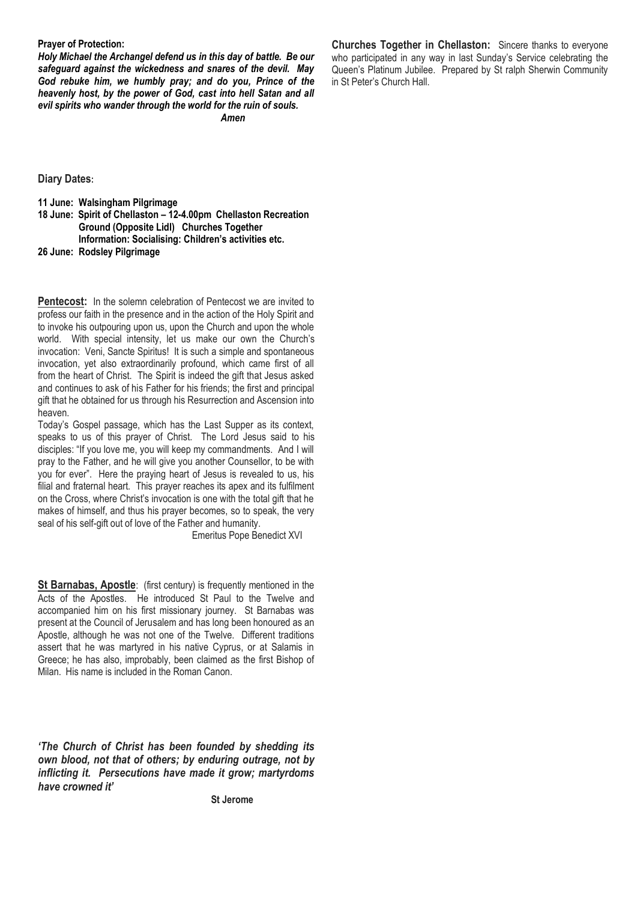**Prayer of Protection:**

***Holy Michael the Archangel defend us in this day of battle. Be our safeguard against the wickedness and snares of the devil. May God rebuke him, we humbly pray; and do you, Prince of the heavenly host, by the power of God, cast into hell Satan and all evil spirits who wander through the world for the ruin of souls.***

***Amen***

**Diary Dates:**

**11 June: Walsingham Pilgrimage**
**18 June: Spirit of Chellaston – 12-4.00pm Chellaston Recreation Ground (Opposite Lidl) Churches Together Information: Socialising: Children's activities etc.**
**26 June: Rodsley Pilgrimage**

**Pentecost:** In the solemn celebration of Pentecost we are invited to profess our faith in the presence and in the action of the Holy Spirit and to invoke his outpouring upon us, upon the Church and upon the whole world. With special intensity, let us make our own the Church's invocation: Veni, Sancte Spiritus! It is such a simple and spontaneous invocation, yet also extraordinarily profound, which came first of all from the heart of Christ. The Spirit is indeed the gift that Jesus asked and continues to ask of his Father for his friends; the first and principal gift that he obtained for us through his Resurrection and Ascension into heaven.

Today's Gospel passage, which has the Last Supper as its context, speaks to us of this prayer of Christ. The Lord Jesus said to his disciples: "If you love me, you will keep my commandments. And I will pray to the Father, and he will give you another Counsellor, to be with you for ever". Here the praying heart of Jesus is revealed to us, his filial and fraternal heart. This prayer reaches its apex and its fulfilment on the Cross, where Christ's invocation is one with the total gift that he makes of himself, and thus his prayer becomes, so to speak, the very seal of his self-gift out of love of the Father and humanity.

Emeritus Pope Benedict XVI

**St Barnabas, Apostle**: (first century) is frequently mentioned in the Acts of the Apostles. He introduced St Paul to the Twelve and accompanied him on his first missionary journey. St Barnabas was present at the Council of Jerusalem and has long been honoured as an Apostle, although he was not one of the Twelve. Different traditions assert that he was martyred in his native Cyprus, or at Salamis in Greece; he has also, improbably, been claimed as the first Bishop of Milan. His name is included in the Roman Canon.

***'The Church of Christ has been founded by shedding its own blood, not that of others; by enduring outrage, not by inflicting it. Persecutions have made it grow; martyrdoms have crowned it'***

**St Jerome**

**Churches Together in Chellaston:** Sincere thanks to everyone who participated in any way in last Sunday's Service celebrating the Queen's Platinum Jubilee. Prepared by St ralph Sherwin Community in St Peter's Church Hall.